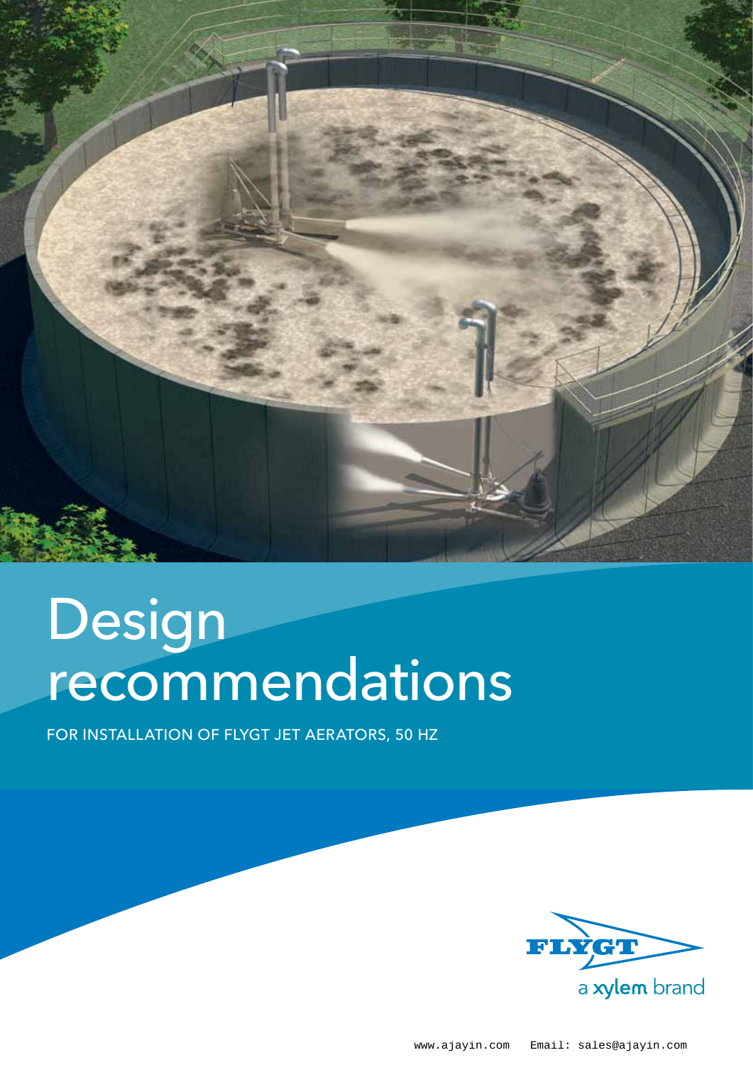# Design recommendations

FOR INSTALLATION OF FLYGT JET AERATORS, 50 HZ

FLYGT

a xylem brand

www.ajayin.com Email: sales@ajayin.com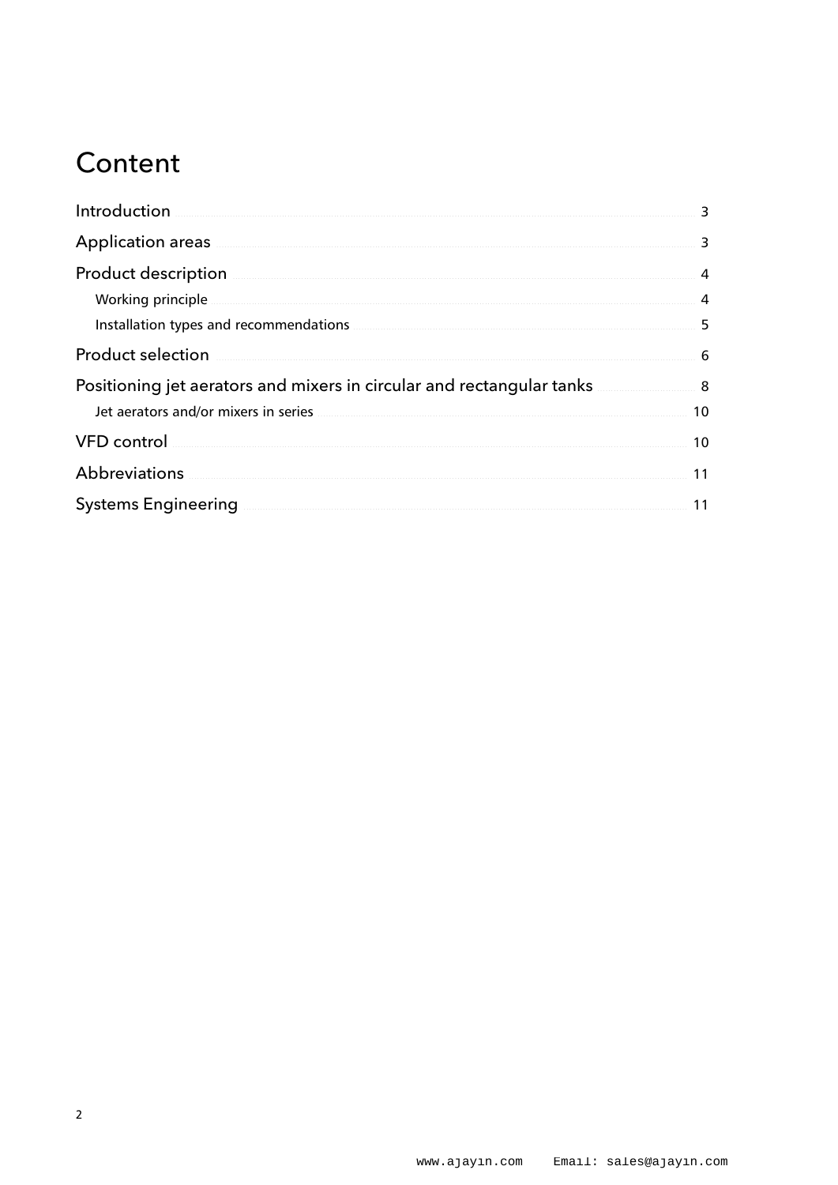# Content

Introduction ........ 3

Application areas ........ 3

Product description ........ 4

- Working principle ........ 4
- Installation types and recommendations ........ 5

Product selection ........ 6

Positioning jet aerators and mixers in circular and rectangular tanks ........ 8

- Jet aerators and/or mixers in series ........ 10

VFD control ........ 10

Abbreviations ........ 11

Systems Engineering ........ 11

www.ajayin.com Email: sales@ajayin.com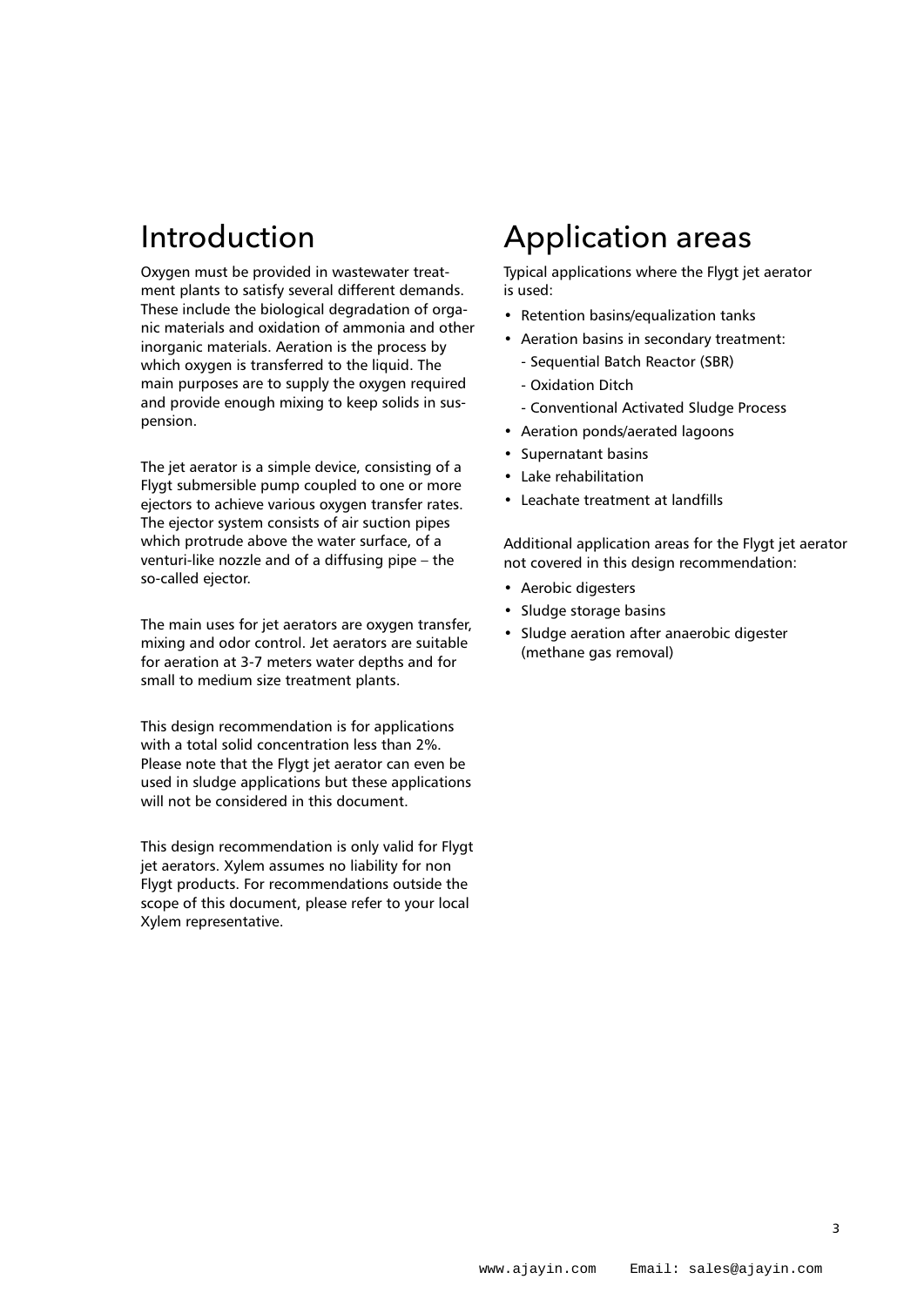# Introduction

Oxygen must be provided in wastewater treatment plants to satisfy several different demands. These include the biological degradation of organic materials and oxidation of ammonia and other inorganic materials. Aeration is the process by which oxygen is transferred to the liquid. The main purposes are to supply the oxygen required and provide enough mixing to keep solids in suspension.

The jet aerator is a simple device, consisting of a Flygt submersible pump coupled to one or more ejectors to achieve various oxygen transfer rates. The ejector system consists of air suction pipes which protrude above the water surface, of a venturi-like nozzle and of a diffusing pipe – the so-called ejector.

The main uses for jet aerators are oxygen transfer, mixing and odor control. Jet aerators are suitable for aeration at 3-7 meters water depths and for small to medium size treatment plants.

This design recommendation is for applications with a total solid concentration less than 2%. Please note that the Flygt jet aerator can even be used in sludge applications but these applications will not be considered in this document.

This design recommendation is only valid for Flygt jet aerators. Xylem assumes no liability for non Flygt products. For recommendations outside the scope of this document, please refer to your local Xylem representative.

# Application areas

Typical applications where the Flygt jet aerator is used:

- Retention basins/equalization tanks
- Aeration basins in secondary treatment:
  - Sequential Batch Reactor (SBR)
  - Oxidation Ditch
  - Conventional Activated Sludge Process
- Aeration ponds/aerated lagoons
- Supernatant basins
- Lake rehabilitation
- Leachate treatment at landfills

Additional application areas for the Flygt jet aerator not covered in this design recommendation:

- Aerobic digesters
- Sludge storage basins
- Sludge aeration after anaerobic digester (methane gas removal)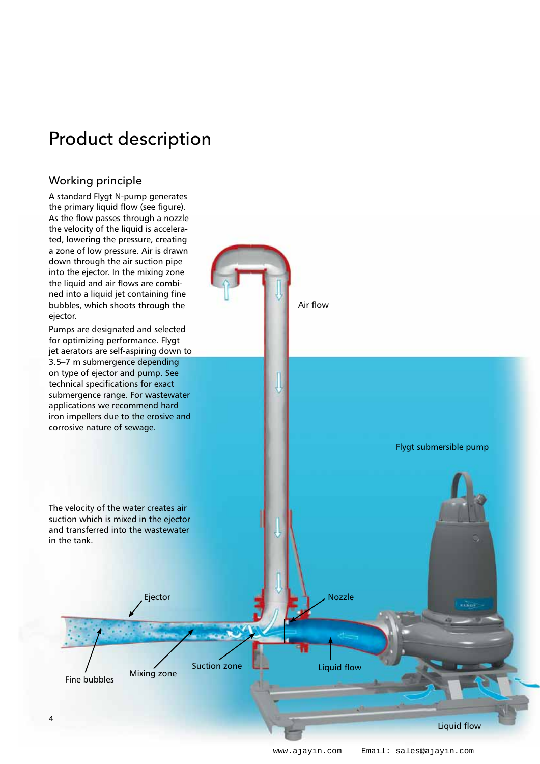# Product description

## Working principle

A standard Flygt N-pump generates the primary liquid flow (see figure). As the flow passes through a nozzle the velocity of the liquid is accelerated, lowering the pressure, creating a zone of low pressure. Air is drawn down through the air suction pipe into the ejector. In the mixing zone the liquid and air flows are combined into a liquid jet containing fine bubbles, which shoots through the ejector.

Pumps are designated and selected for optimizing performance. Flygt jet aerators are self-aspiring down to 3.5–7 m submergence depending on type of ejector and pump. See technical specifications for exact submergence range. For wastewater applications we recommend hard iron impellers due to the erosive and corrosive nature of sewage.

The velocity of the water creates air suction which is mixed in the ejector and transferred into the wastewater in the tank.

Air flow

Flygt submersible pump

Ejector

Nozzle

Fine bubbles

Mixing zone

Suction zone

Liquid flow

Liquid flow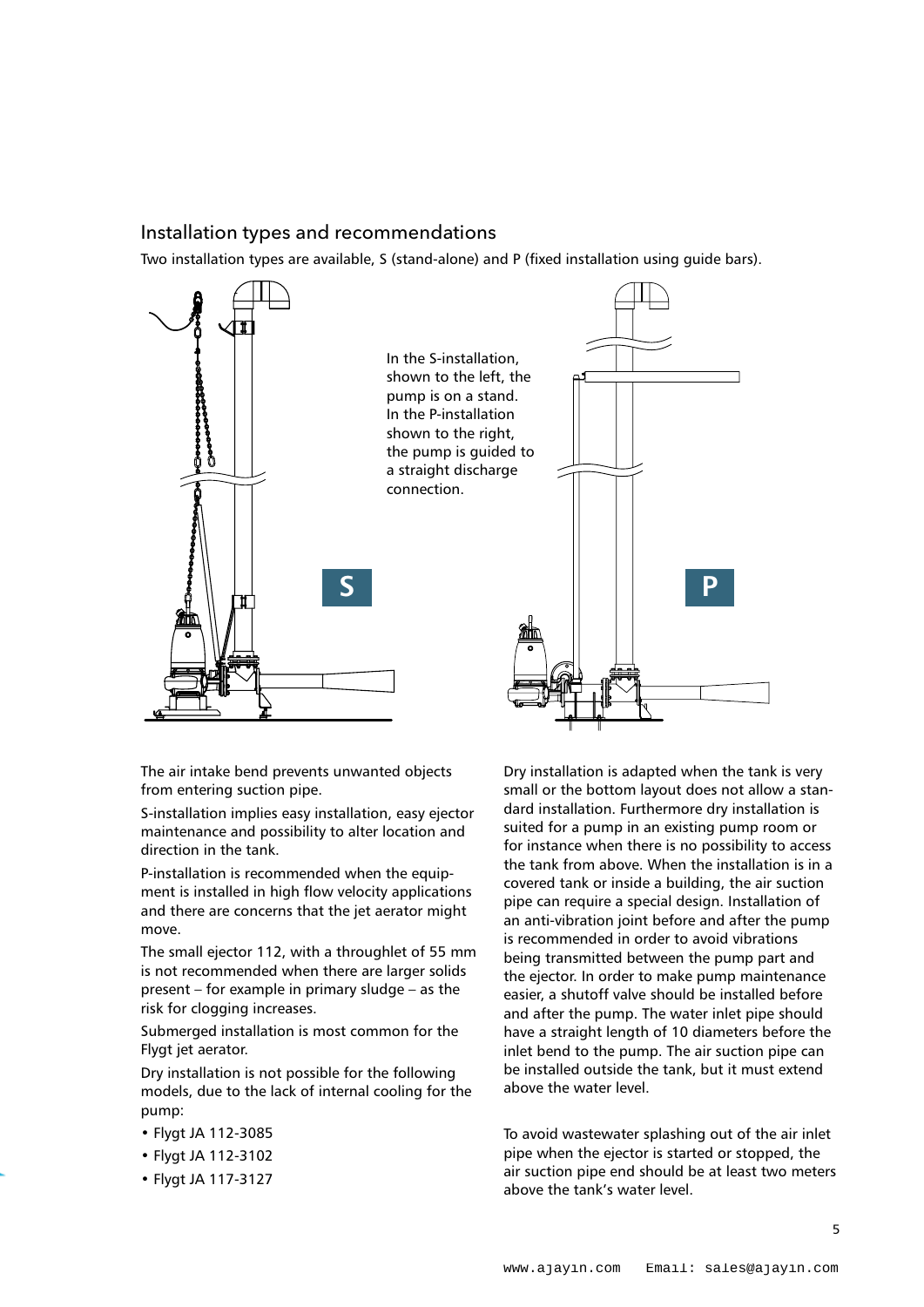## Installation types and recommendations

Two installation types are available, S (stand-alone) and P (fixed installation using guide bars).

In the S-installation, shown to the left, the pump is on a stand. In the P-installation shown to the right, the pump is guided to a straight discharge connection.

S

P

The air intake bend prevents unwanted objects from entering suction pipe.

S-installation implies easy installation, easy ejector maintenance and possibility to alter location and direction in the tank.

P-installation is recommended when the equipment is installed in high flow velocity applications and there are concerns that the jet aerator might move.

The small ejector 112, with a throughlet of 55 mm is not recommended when there are larger solids present – for example in primary sludge – as the risk for clogging increases.

Submerged installation is most common for the Flygt jet aerator.

Dry installation is not possible for the following models, due to the lack of internal cooling for the pump:

- Flygt JA 112-3085
- Flygt JA 112-3102
- Flygt JA 117-3127

Dry installation is adapted when the tank is very small or the bottom layout does not allow a standard installation. Furthermore dry installation is suited for a pump in an existing pump room or for instance when there is no possibility to access the tank from above. When the installation is in a covered tank or inside a building, the air suction pipe can require a special design. Installation of an anti-vibration joint before and after the pump is recommended in order to avoid vibrations being transmitted between the pump part and the ejector. In order to make pump maintenance easier, a shutoff valve should be installed before and after the pump. The water inlet pipe should have a straight length of 10 diameters before the inlet bend to the pump. The air suction pipe can be installed outside the tank, but it must extend above the water level.

To avoid wastewater splashing out of the air inlet pipe when the ejector is started or stopped, the air suction pipe end should be at least two meters above the tank's water level.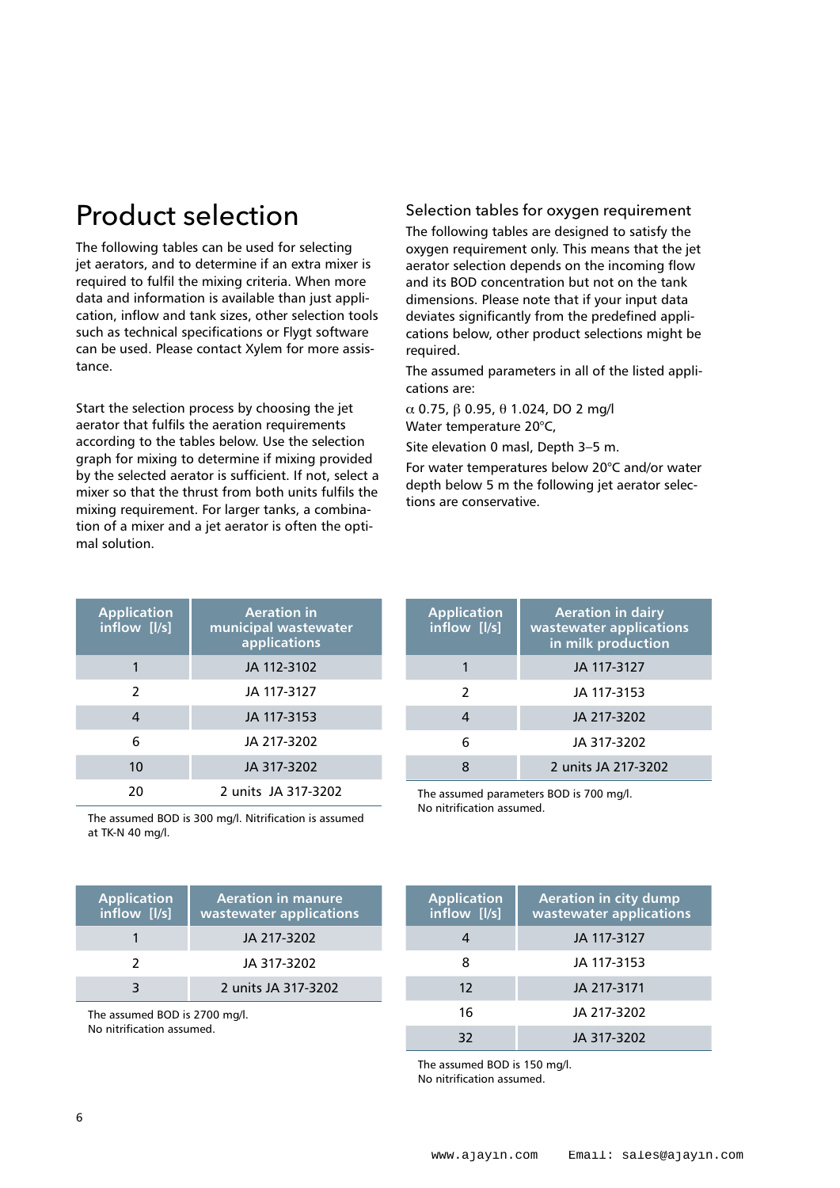# Product selection

The following tables can be used for selecting jet aerators, and to determine if an extra mixer is required to fulfil the mixing criteria. When more data and information is available than just application, inflow and tank sizes, other selection tools such as technical specifications or Flygt software can be used. Please contact Xylem for more assistance.

Start the selection process by choosing the jet aerator that fulfils the aeration requirements according to the tables below. Use the selection graph for mixing to determine if mixing provided by the selected aerator is sufficient. If not, select a mixer so that the thrust from both units fulfils the mixing requirement. For larger tanks, a combination of a mixer and a jet aerator is often the optimal solution.

## Selection tables for oxygen requirement

The following tables are designed to satisfy the oxygen requirement only. This means that the jet aerator selection depends on the incoming flow and its BOD concentration but not on the tank dimensions. Please note that if your input data deviates significantly from the predefined applications below, other product selections might be required.

The assumed parameters in all of the listed applications are:

$\alpha$ 0.75, $\beta$ 0.95, $\theta$ 1.024, DO 2 mg/l
Water temperature 20°C,

Site elevation 0 masl, Depth 3–5 m.

For water temperatures below 20°C and/or water depth below 5 m the following jet aerator selections are conservative.

| Application inflow [l/s] | Aeration in municipal wastewater applications |
|---|---|
| 1 | JA 112-3102 |
| 2 | JA 117-3127 |
| 4 | JA 117-3153 |
| 6 | JA 217-3202 |
| 10 | JA 317-3202 |
| 20 | 2 units JA 317-3202 |

The assumed BOD is 300 mg/l. Nitrification is assumed at TK-N 40 mg/l.

| Application inflow [l/s] | Aeration in dairy wastewater applications in milk production |
|---|---|
| 1 | JA 117-3127 |
| 2 | JA 117-3153 |
| 4 | JA 217-3202 |
| 6 | JA 317-3202 |
| 8 | 2 units JA 217-3202 |

The assumed parameters BOD is 700 mg/l.
No nitrification assumed.

| Application inflow [l/s] | Aeration in manure wastewater applications |
|---|---|
| 1 | JA 217-3202 |
| 2 | JA 317-3202 |
| 3 | 2 units JA 317-3202 |

The assumed BOD is 2700 mg/l.
No nitrification assumed.

| Application inflow [l/s] | Aeration in city dump wastewater applications |
|---|---|
| 4 | JA 117-3127 |
| 8 | JA 117-3153 |
| 12 | JA 217-3171 |
| 16 | JA 217-3202 |
| 32 | JA 317-3202 |

The assumed BOD is 150 mg/l.
No nitrification assumed.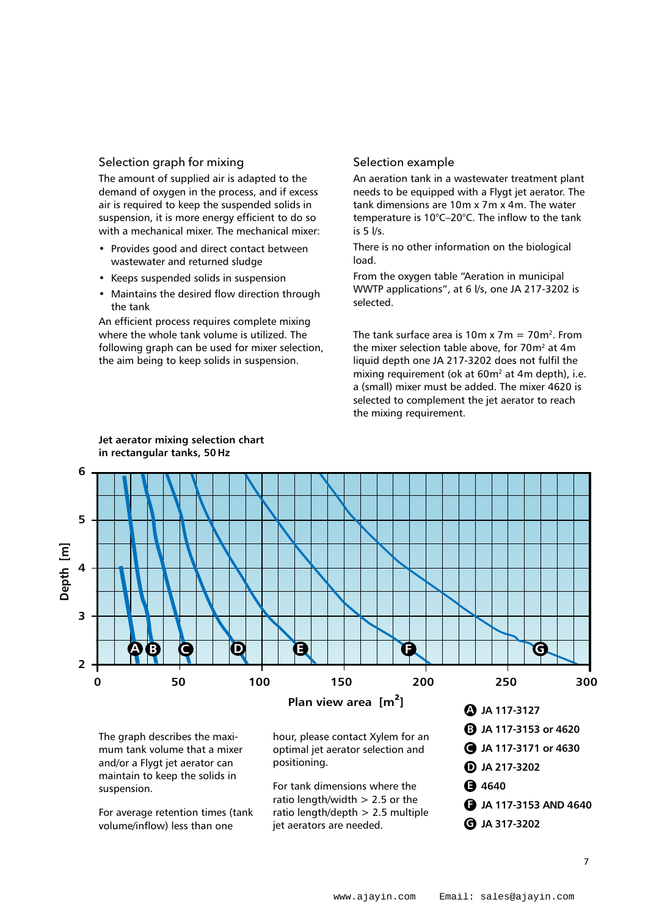## Selection graph for mixing

The amount of supplied air is adapted to the demand of oxygen in the process, and if excess air is required to keep the suspended solids in suspension, it is more energy efficient to do so with a mechanical mixer. The mechanical mixer:

- Provides good and direct contact between wastewater and returned sludge
- Keeps suspended solids in suspension
- Maintains the desired flow direction through the tank

An efficient process requires complete mixing where the whole tank volume is utilized. The following graph can be used for mixer selection, the aim being to keep solids in suspension.

## Selection example

An aeration tank in a wastewater treatment plant needs to be equipped with a Flygt jet aerator. The tank dimensions are 10m x 7m x 4m. The water temperature is 10°C–20°C. The inflow to the tank is 5 l/s.

There is no other information on the biological load.

From the oxygen table "Aeration in municipal WWTP applications", at 6 l/s, one JA 217-3202 is selected.

The tank surface area is 10m x 7m = 70m$^2$. From the mixer selection table above, for 70m$^2$ at 4m liquid depth one JA 217-3202 does not fulfil the mixing requirement (ok at 60m$^2$ at 4m depth), i.e. a (small) mixer must be added. The mixer 4620 is selected to complement the jet aerator to reach the mixing requirement.

**Jet aerator mixing selection chart in rectangular tanks, 50 Hz**

Depth [m] (2–6) vs. Plan view area [m$^2$] (0–300)

- **A** JA 117-3127
- **B** JA 117-3153 or 4620
- **C** JA 117-3171 or 4630
- **D** JA 217-3202
- **E** 4640
- **F** JA 117-3153 AND 4640
- **G** JA 317-3202

The graph describes the maximum tank volume that a mixer and/or a Flygt jet aerator can maintain to keep the solids in suspension.

For average retention times (tank volume/inflow) less than one hour, please contact Xylem for an optimal jet aerator selection and positioning.

For tank dimensions where the ratio length/width > 2.5 or the ratio length/depth > 2.5 multiple jet aerators are needed.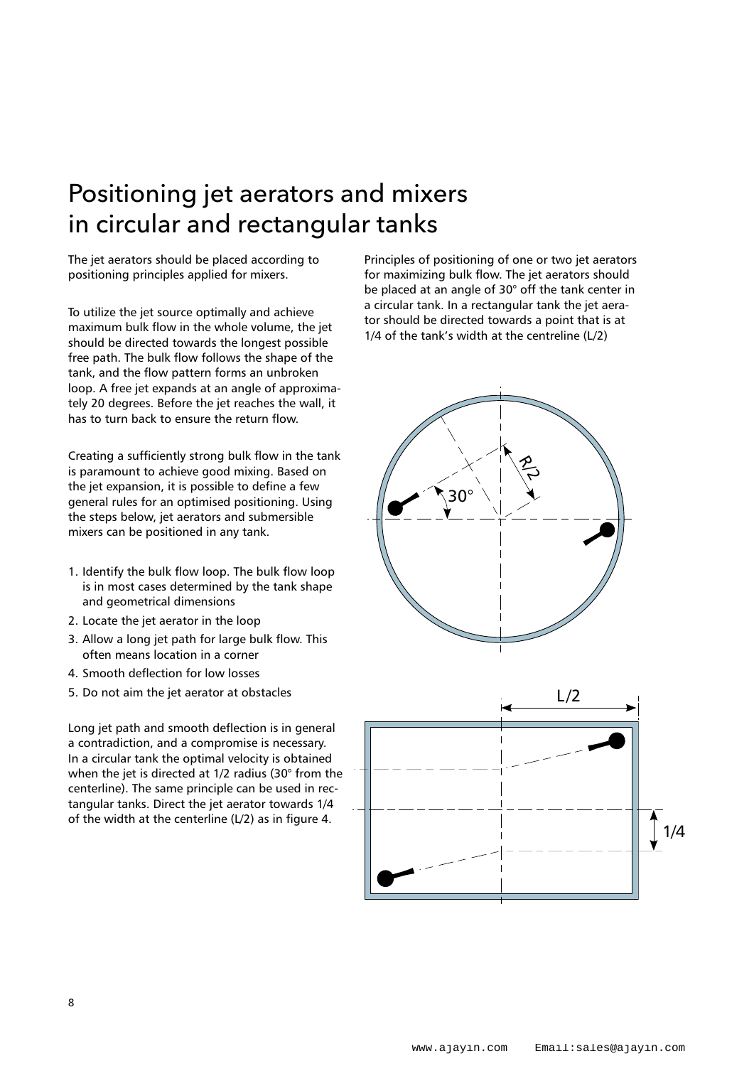# Positioning jet aerators and mixers in circular and rectangular tanks

The jet aerators should be placed according to positioning principles applied for mixers.

To utilize the jet source optimally and achieve maximum bulk flow in the whole volume, the jet should be directed towards the longest possible free path. The bulk flow follows the shape of the tank, and the flow pattern forms an unbroken loop. A free jet expands at an angle of approximately 20 degrees. Before the jet reaches the wall, it has to turn back to ensure the return flow.

Creating a sufficiently strong bulk flow in the tank is paramount to achieve good mixing. Based on the jet expansion, it is possible to define a few general rules for an optimised positioning. Using the steps below, jet aerators and submersible mixers can be positioned in any tank.

1. Identify the bulk flow loop. The bulk flow loop is in most cases determined by the tank shape and geometrical dimensions
2. Locate the jet aerator in the loop
3. Allow a long jet path for large bulk flow. This often means location in a corner
4. Smooth deflection for low losses
5. Do not aim the jet aerator at obstacles

Long jet path and smooth deflection is in general a contradiction, and a compromise is necessary. In a circular tank the optimal velocity is obtained when the jet is directed at 1/2 radius (30° from the centerline). The same principle can be used in rectangular tanks. Direct the jet aerator towards 1/4 of the width at the centerline (L/2) as in figure 4.

Principles of positioning of one or two jet aerators for maximizing bulk flow. The jet aerators should be placed at an angle of 30° off the tank center in a circular tank. In a rectangular tank the jet aerator should be directed towards a point that is at 1/4 of the tank's width at the centreline (L/2)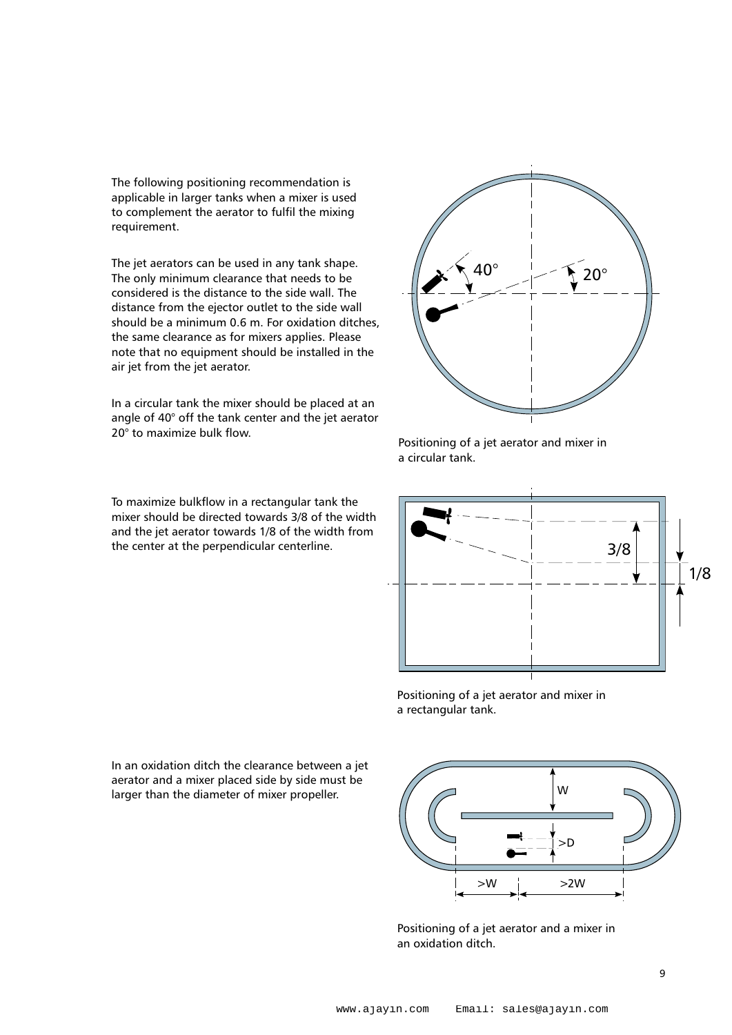The following positioning recommendation is applicable in larger tanks when a mixer is used to complement the aerator to fulfil the mixing requirement.

The jet aerators can be used in any tank shape. The only minimum clearance that needs to be considered is the distance to the side wall. The distance from the ejector outlet to the side wall should be a minimum 0.6 m. For oxidation ditches, the same clearance as for mixers applies. Please note that no equipment should be installed in the air jet from the jet aerator.

In a circular tank the mixer should be placed at an angle of 40° off the tank center and the jet aerator 20° to maximize bulk flow.

Positioning of a jet aerator and mixer in a circular tank.

To maximize bulkflow in a rectangular tank the mixer should be directed towards 3/8 of the width and the jet aerator towards 1/8 of the width from the center at the perpendicular centerline.

Positioning of a jet aerator and mixer in a rectangular tank.

In an oxidation ditch the clearance between a jet aerator and a mixer placed side by side must be larger than the diameter of mixer propeller.

Positioning of a jet aerator and a mixer in an oxidation ditch.

www.ajayin.com Email: sales@ajayin.com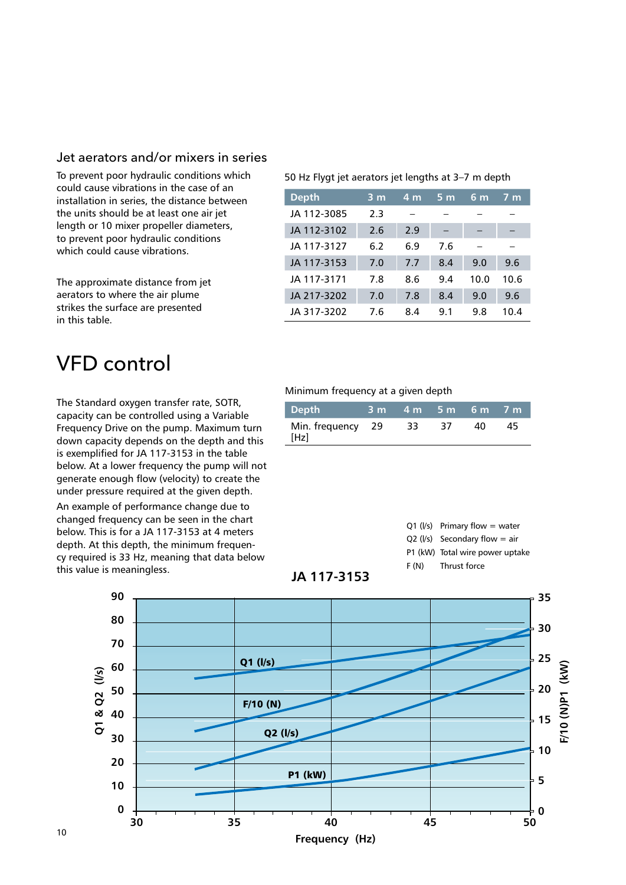## Jet aerators and/or mixers in series

To prevent poor hydraulic conditions which could cause vibrations in the case of an installation in series, the distance between the units should be at least one air jet length or 10 mixer propeller diameters, to prevent poor hydraulic conditions which could cause vibrations.

The approximate distance from jet aerators to where the air plume strikes the surface are presented in this table.

50 Hz Flygt jet aerators jet lengths at 3–7 m depth

| Depth | 3 m | 4 m | 5 m | 6 m | 7 m |
|---|---|---|---|---|---|
| JA 112-3085 | 2.3 | – | – | – | – |
| JA 112-3102 | 2.6 | 2.9 | – | – | – |
| JA 117-3127 | 6.2 | 6.9 | 7.6 | – | – |
| JA 117-3153 | 7.0 | 7.7 | 8.4 | 9.0 | 9.6 |
| JA 117-3171 | 7.8 | 8.6 | 9.4 | 10.0 | 10.6 |
| JA 217-3202 | 7.0 | 7.8 | 8.4 | 9.0 | 9.6 |
| JA 317-3202 | 7.6 | 8.4 | 9.1 | 9.8 | 10.4 |

# VFD control

The Standard oxygen transfer rate, SOTR, capacity can be controlled using a Variable Frequency Drive on the pump. Maximum turn down capacity depends on the depth and this is exemplified for JA 117-3153 in the table below. At a lower frequency the pump will not generate enough flow (velocity) to create the under pressure required at the given depth.

An example of performance change due to changed frequency can be seen in the chart below. This is for a JA 117-3153 at 4 meters depth. At this depth, the minimum frequency required is 33 Hz, meaning that data below this value is meaningless.

Minimum frequency at a given depth

| Depth | 3 m | 4 m | 5 m | 6 m | 7 m |
|---|---|---|---|---|---|
| Min. frequency [Hz] | 29 | 33 | 37 | 40 | 45 |

Q1 (l/s) Primary flow = water
Q2 (l/s) Secondary flow = air
P1 (kW) Total wire power uptake
F (N) Thrust force

**JA 117-3153**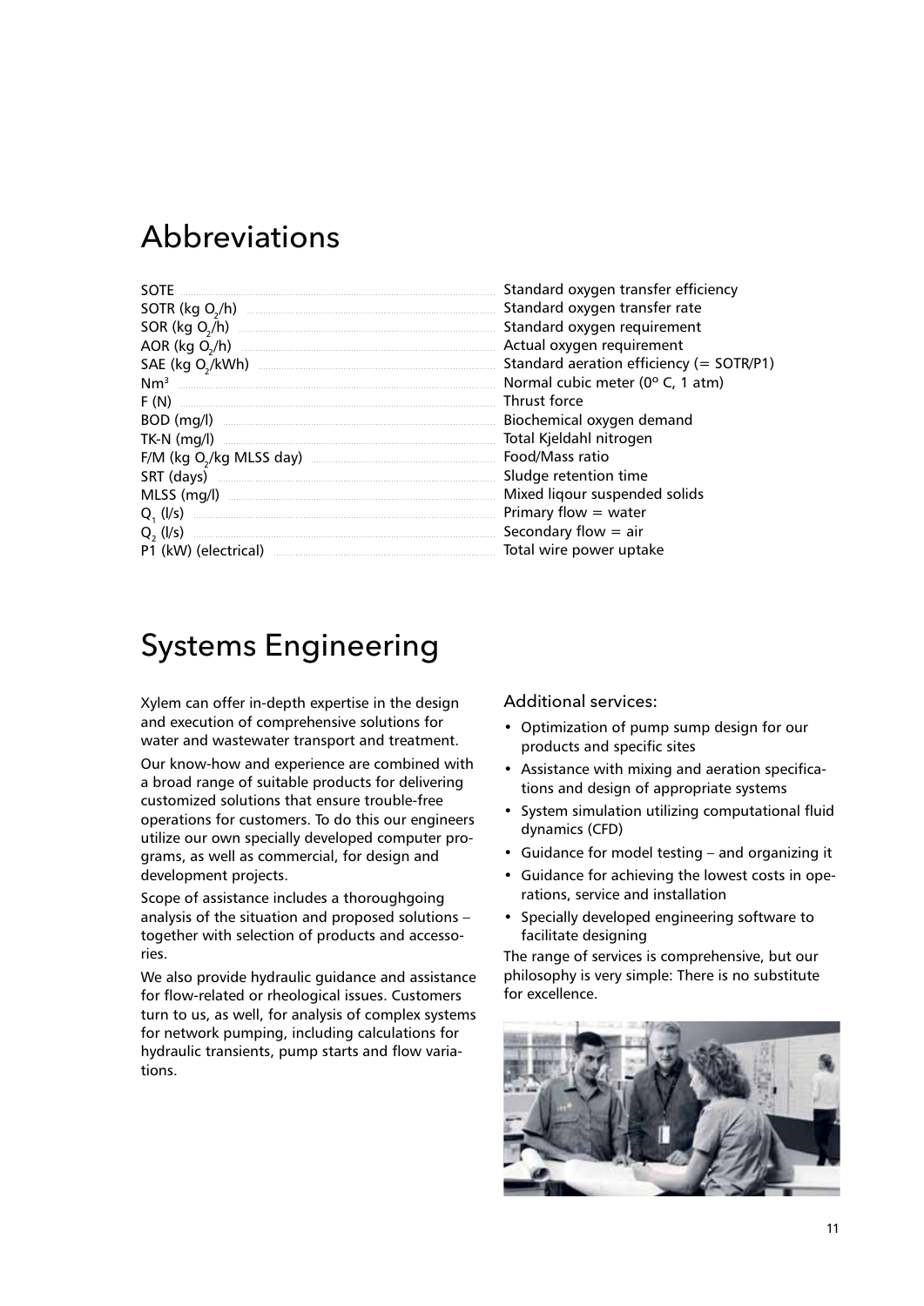# Abbreviations

| | |
|---|---|
| SOTE | Standard oxygen transfer efficiency |
| SOTR (kg $O_2$/h) | Standard oxygen transfer rate |
| SOR (kg $O_2$/h) | Standard oxygen requirement |
| AOR (kg $O_2$/h) | Actual oxygen requirement |
| SAE (kg $O_2$/kWh) | Standard aeration efficiency (= SOTR/P1) |
| $Nm^3$ | Normal cubic meter (0º C, 1 atm) |
| F (N) | Thrust force |
| BOD (mg/l) | Biochemical oxygen demand |
| TK-N (mg/l) | Total Kjeldahl nitrogen |
| F/M (kg $O_2$/kg MLSS day) | Food/Mass ratio |
| SRT (days) | Sludge retention time |
| MLSS (mg/l) | Mixed liqour suspended solids |
| $Q_1$ (l/s) | Primary flow = water |
| $Q_2$ (l/s) | Secondary flow = air |
| P1 (kW) (electrical) | Total wire power uptake |

# Systems Engineering

Xylem can offer in-depth expertise in the design and execution of comprehensive solutions for water and wastewater transport and treatment.

Our know-how and experience are combined with a broad range of suitable products for delivering customized solutions that ensure trouble-free operations for customers. To do this our engineers utilize our own specially developed computer programs, as well as commercial, for design and development projects.

Scope of assistance includes a thoroughgoing analysis of the situation and proposed solutions – together with selection of products and accessories.

We also provide hydraulic guidance and assistance for flow-related or rheological issues. Customers turn to us, as well, for analysis of complex systems for network pumping, including calculations for hydraulic transients, pump starts and flow variations.

### Additional services:

- Optimization of pump sump design for our products and specific sites
- Assistance with mixing and aeration specifications and design of appropriate systems
- System simulation utilizing computational fluid dynamics (CFD)
- Guidance for model testing – and organizing it
- Guidance for achieving the lowest costs in operations, service and installation
- Specially developed engineering software to facilitate designing

The range of services is comprehensive, but our philosophy is very simple: There is no substitute for excellence.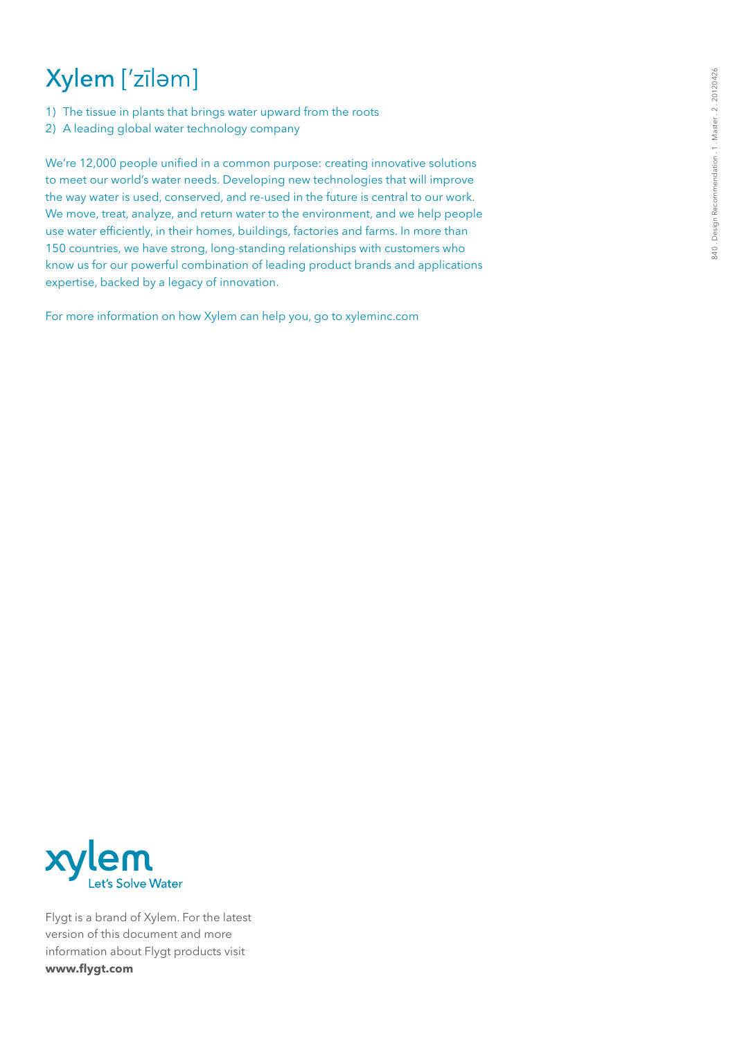# Xylem ['zīləm]

1) The tissue in plants that brings water upward from the roots
2) A leading global water technology company

We're 12,000 people unified in a common purpose: creating innovative solutions to meet our world's water needs. Developing new technologies that will improve the way water is used, conserved, and re-used in the future is central to our work. We move, treat, analyze, and return water to the environment, and we help people use water efficiently, in their homes, buildings, factories and farms. In more than 150 countries, we have strong, long-standing relationships with customers who know us for our powerful combination of leading product brands and applications expertise, backed by a legacy of innovation.

For more information on how Xylem can help you, go to xyleminc.com

840 . Design Recommendation . 1 . Master . 2 . 20120426

xylem
Let's Solve Water

Flygt is a brand of Xylem. For the latest version of this document and more information about Flygt products visit **www.flygt.com**